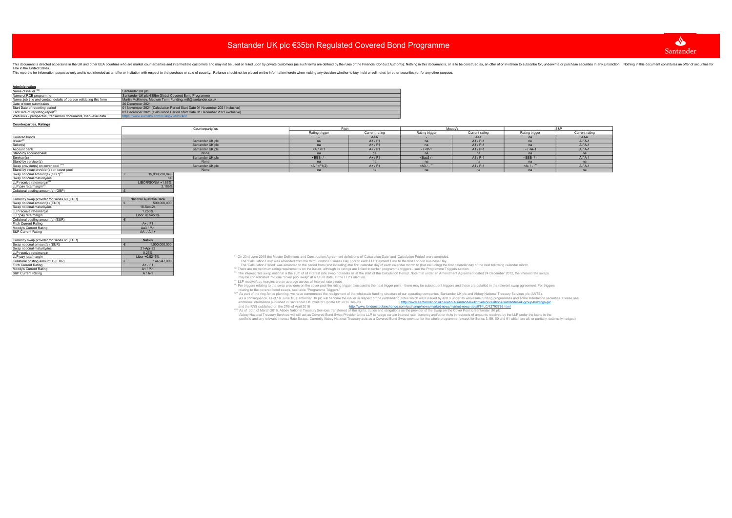# Santander UK plc €35bn Regulated Covered Bond Programme

This document is directed at persons in the UK and other EEA countries who are market counterparties and intermediate customers and may not be used or relied upon by private customers (as such terms are defined by the rules of the Financial Conduct Authority). Nothing in this document is, or is to be construed as, an offer of or invitation to subscribe for, underwrite or purchase securities in any jurisdiction. Nothing in this document constitutes an offer of securities for sale in the United States.

This report is for information purposes only and is not intended as an offer or invitation with respect to the purchase or sale of security. Reliance should not be placed on the information herein when making any decision whether to buy, hold or sell notes (or other securities) or for any other purpose.

## Administration

| | |
|---|---|
| Name of issuer[(28)] | Santander UK plc |
| Name of RCB programme | Santander UK plc €35bn Global Covered Bond Programme |
| Name, job title and contact details of person validating this form | Martin McKinney, Medium Term Funding, mtf@santander.co.uk |
| Date of form submission | 20 December 2021 |
| Start Date of reporting period | 01 November 2021 (Calculation Period Start Date 01 November 2021 inclusive) |
| End Date of reporting report[(1)] | 01 December 2021 (Calculation Period Start Date 01 December 2021 exclusive) |
| Web links - prospectus, transaction documents, loan-level data | https://www.euroabs.com/IH.aspx?d=17462 |

## Counterparties, Ratings

| | Counterparty/ies | Fitch | | Moody's | | S&P | |
|---|---|---|---|---|---|---|---|
| | | Rating trigger | Current rating | Rating trigger | Current rating | Rating trigger | Current rating |
| Covered bonds | | - | AAA | - | Aaa | na | AAA |
| Issuer[(2)] | Santander UK plc | na | A+ / F1 | na | A1 / P-1 | na | A / A-1 |
| Seller(s) | Santander UK plc | na | A+ / F1 | na | A1 / P-1 | na | A / A-1 |
| Account bank | Santander UK plc | <A / <F1 | A+ / F1 | - / <P-1 | A1 / P-1 | - / <A-1 | A / A-1 |
| Stand-by account bank | None | na | na | na | na | na | na |
| Servicer(s) | Santander UK plc | <BBB- / - | A+ / F1 | <Baa3 / - | A1 / P-1 | <BBB- / - | A / A-1 |
| Stand-by servicer(s) | None | na | na | na | na | na | na |
| Swap provider(s) on cover pool [(30)] | Santander UK plc | <A / <F1(2) | A+ / F1 | <A3 / - [(5)] | A1 / P-1 | <A- / - [(5)] | A / A-1 |
| Stand-by swap provider(s) on cover pool | None | na | na | na | na | na | na |

| | |
|---|---|
| Swap notional amount(s) (GBP)[(3)] | £ 15,939,230,049 |
| Swap notional maturity/ies | na |
| LLP receive rate/margin[(4)] | LIBOR/SONIA +1.86% |
| LLP pay rate/margin[(4)] | 2.186% |
| Collateral posting amount(s) (GBP) | £ - |

| | |
|---|---|
| Currency swap provider for Series 60 (EUR) | National Australia Bank |
| Swap notional amount(s) (EUR) | € 500,000,000 |
| Swap notional maturity/ies | 18-Sep-24 |
| LLP receive rate/margin | 1.250% |
| LLP pay rate/margin | Libor +0.5450% |
| Collateral posting amount(s) (EUR) | € - |
| Fitch Current Rating | A+ / F1 |
| Moody's Current Rating | Aa3 / P-1 |
| S&P Current Rating | AA- / A-1+ |

| | |
|---|---|
| Currency swap provider for Series 61 (EUR) | Natixis |
| Swap notional amount(s) (EUR) | € 1,000,000,000 |
| Swap notional maturity/ies | 21-Apr-22 |
| LLP receive rate/margin | 0.25% |
| LLP pay rate/margin | Libor +0.5215% |
| Collateral posting amount(s) (EUR) | € 144,947,000 |
| Fitch Current Rating | A+ / F1 |
| Moody's Current Rating | A1 / P-1 |
| S&P Current Rating | A / A-1 |

[(1)] On 23rd June 2015 the Master Definitions and Construction Agreement definitions of 'Calculation Date' and 'Calculation Period' were amended.
The 'Calculation Date' was amended from the third London Business Day prior to each LLP Payment Date to the first London Business Day.
The 'Calculation Period' was amended to the period from (and including) the first calendar day of each calendar month to (but excluding) the first calendar day of the next following calendar month.

[(2)] There are no minimum rating requirements on the issuer, although its ratings are linked to certain programme triggers - see the Programme Triggers section.

[(3)] The interest rate swap notional is the sum of all interest rate swap notionals as at the start of the Calculation Period. Note that under an Amendment Agreement dated 24 December 2012, the interest rate swaps may be consolidated into one "cover pool swap" at a future date, at the LLP's election.

[(4)] LLP receive/pay margins are an average across all interest rate swaps

[(5)] For triggers relating to the swap providers on the cover pool the rating trigger disclosed is the next trigger point - there may be subsequent triggers and these are detailed in the relevant swap agreement. For triggers relating to the covered bond swaps, see table "Programme Triggers"

[(28)] As part of the ring-fence planning, we have commenced the realignment of the wholesale funding structure of our operating companies, Santander UK plc and Abbey National Treasury Services plc (ANTS).
As a consequence, as of 1st June 16, Santander UK plc will become the issuer in respect of the outstanding notes which were issued by ANTS under its wholesale funding programmes and some standalone securities. Please see additional information published in Santander UK Investor Update Q1 2016 Results http://www.santander.co.uk/uk/about-santander-uk/investor-relations/santander-uk-group-holdings-plc
and the RNS published on the 27th of April 2016 http://www.londonstockexchange.com/exchange/news/market-news/market-news-detail/84LC/12793766.html

[(30)] As of 30th of March 2016, Abbey National Treasury Services transferred all the rights, duties and obligations as the provider of the Swap on the Cover Pool to Santander UK plc
Abbey National Treasury Services will still act as Covered Bond Swap Provider to the LLP to hedge certain interest rate, currency and/other risks in respects of amounts received by the LLP under the loans in the portfolio and any relevant Interest Rate Swaps. Currently Abbey National Treasury acts as a Covered Bond Swap provider for the whole programme (except for Series 3, 59, 60 and 61 which are all, or partially, externally hedged)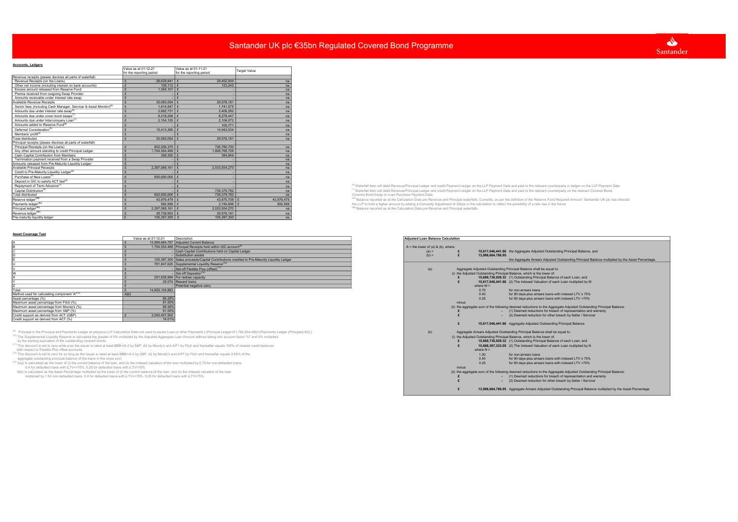# Santander UK plc €35bn Regulated Covered Bond Programme

## Accounts, Ledgers

| | Value as at 01-12-21 for the reporting period | Value as at 01-11-21 for the reporting period | Target Value |
|---|---|---|---|
| Revenue receipts (please disclose all parts of waterfall) | | | |
| Revenue Receipts (on the Loans) | £ 28,629,841 | £ 29,452,939 | na |
| Other net income (including interest on bank accounts) | £ 109,112 | £ 123,242 | na |
| Excess amount released from Reserve Fund | £ 1,354,101 | £ - | na |
| Premia received from outgoing Swap Provider | £ - | £ - | na |
| Amounts receivable under interest rate swap | £ - | £ - | na |
| Available Revenue Receipts | £ 30,093,054 | £ 29,576,181 | na |
| Senior fees (including Cash Manager, Servicer & Asset Monitor)[6] | £ 1,614,547 | £ 1,741,575 | na |
| Amounts due under interest rate swap[6] | £ 2,692,731 | £ 2,406,282 | na |
| Amounts due under cover bond swaps[7] | £ 8,218,256 | £ 8,278,447 | na |
| Amounts due under Intercompany Loan[7] | £ 2,154,125 | £ 2,106,072 | na |
| Amounts added to Reserve Fund[6] | £ - | £ 100,771 | na |
| Deferred Consideration[6] | £ 15,413,395 | £ 14,943,034 | na |
| Members' profit[6] | £ - | £ - | na |
| Total distributed | £ 30,093,054 | £ 29,576,181 | na |
| Principal receipts (please disclose all parts of waterfall) | | | |
| Principal Receipts (on the Loans) | £ 602,206,370 | £ 726,780,700 | na |
| Any other amount standing to credit Principal Ledger | £ 1,794,554,489 | £ 1,806,768,726 | na |
| Cash Capital Contribution from Members | £ 308,302 | £ 384,844 | na |
| Termination payment received from a Swap Provider | £ - | £ - | na |
| Amounts released from Pre-Maturity Liquidity Ledger | £ - | £ - | na |
| Available Principal Receipts | £ 2,397,069,161 | £ 2,533,934,270 | na |
| Credit to Pre-Maturity Liquidity Ledger[6] | £ - | £ - | na |
| Purchase of New Loans[7] | £ 600,000,000 | £ - | na |
| Deposit in GIC to satisfy ACT test[6] | £ - | £ - | na |
| Repayment of Term Advance[7] | £ - | £ - | na |
| Capital Distribution[6] | £ - | £ 739,379,782 | na |
| Total distributed | £ 600,000,000 | £ 739,379,782 | na |
| Reserve ledger[8a] | £ 43,976,479 | £ 43,875,708 | £ 43,976,479 |
| Payments ledger[8b] | £ 592,599 | £ 3,746,698 | £ 592,599 |
| Principal ledger[8b] | £ 2,397,069,161 | £ 2,533,934,270 | na |
| Revenue ledger[8b] | £ 28,738,953 | £ 29,576,181 | na |
| Pre-maturity liquidity ledger | £ 105,397,300 | £ 105,397,300 | na |

[6] Waterfall item will debit Revenue/Principal Ledger and credit Payment Ledger on the LLP Payment Date and paid to the relevant counterparty or ledger on the LLP Payment Date
[7] Waterfall item will debit Revenue/Principal Ledger and credit Payment Ledger on the LLP Payment Date and paid to the relevant counterparty on the relevant Covered Bond, Covered Bond Swap or Loan Purchase Payment Date
[8a] Balance reported as at the Calculation Date pre Revenue and Principal waterfalls. Currently, as per the defintion of the Reserve Fund Required Amount, Santander UK plc has directed the LLP to hold a higher amount by adding a Convexity Adjustment of 25bps to the calculation to reflect the possibility of a rate rise in the future
[8b] Balance reported as at the Calculation Date pre Revenue and Principal waterfalls.

## Asset Coverage Test

| | Value as at 01-12-21 | Description |
|---|---|---|
| A | £ 13,988,664,787 | Adjusted Current Balance |
| B | £ 1,794,554,489 | Principal Receipts held within GIC account[9] |
| C | £ - | Cash Capital Contributions held on Capital Ledger |
| D | £ - | Substitution assets |
| E | £ 105,397,300 | Sales proceeds/Capital Contributions credited to Pre-Maturity Liquidity Ledger |
| U | £ 781,847,625 | Supplemental Liquidity Reserve[10] |
| V | £ - | Set-off Flexible Plus (offset)[11] |
| W | £ - | Set-off Depositor[12] |
| X | £ 251,638,994 | For redraw capacity |
| Y | £ 25,074 | Reward loans |
| Z | £ - | Potential negative carry |
| Total | £ 14,855,104,883 | |
| Method used for calculating component 'A'[13] | A(b) | |
| Asset percentage (%) | 89.28% | |
| Maximum asset percentage from Fitch (%) | 91.50% | |
| Maximum asset percentage from Moody's (%) | 89.28% | |
| Maximum asset percentage from S&P (%) | 91.00% | |
| Credit support as derived from ACT (GBP) | £ 2,050,407,502 | |
| Credit support as derived from ACT (%) | 16.01% | |

[9] Principal in the Principal and Payments Ledger at previous LLP Calculation Date not used to acquire Loans or other Payments [ (Principal Ledger=£1,794,554,489)+(Payments Ledger (Principal)=£0) ]
[10] The Supplemental Liquidity Reserve is calculated the greater of 5% multiplied by the Adjusted Aggregate Loan Amount without taking into account factor "U" and 5% multiplied by the sterling equivalent of the outstanding covered bonds.
[11] This discount is set to zero while ever the issuer is rated at least BBB+/A-2 by S&P, A2 by Moody's and A/F1 by Fitch and thereafter equals 100% of cleared credit balances with respect to Flexible Plus offset accounts
[12] This discount is set to zero for so long as the issuer is rated at least BBB+/A-2 by S&P, A2 by Moody's and A/F1 by Fitch and thereafter equals 0.85% of the aggregate outstanding principal balance of the loans in the cover pool
[13] A(a) is calculated as the lower of (i) the current balance of the loan, and (ii) the indexed valuation of the loan multiplied by 0.75 for non-defaulted loans, 0.4 for defaulted loans with iLTV<=75%, 0.25 for defaulted loans with iLTV>75%.
A(b) is calculated as the Asset Percentage multiplied by the lower of (i) the current balance of the loan, and (ii) the indexed valuation of the loan multiplied by 1 for non-defaulted loans, 0.4 for defaulted loans with iLTV<=75%, 0.25 for defaulted loans with iLTV>75%.

## Adjusted Loan Balance Calculation

A = the lower of (a) & (b), where:

(a) = £ 15,617,046,441.86 the Aggregate Adjusted Outstanding Principal Balance, and

(b) = £ 13,988,664,786.95 the Aggregate Arrears Adjusted Outstanding Principal Balance multiplied by the Asset Percentage.

**(a)** Aggregate Adjusted Outstanding Principal Balance shall be equal to:

(i) the Adjusted Outstanding Principal Balance, which is the lower of:

- £ 15,669,736,929.32 (1) Outstanding Principal Balance of each Loan; and
- £ 15,617,046,441.86 (2) The Indexed Valuation of each Loan multiplied by M

where M =

| | |
|---|---|
| 0.75 | for non-arrears loans |
| 0.40 | for 90 days-plus arrears loans with indexed LTV ≤ 75% |
| 0.25 | for 90 days-plus arrears loans with indexed LTV >75% |

minus

(ii) the aggregate sum of the following deemed reductions to the Aggregate Adjusted Outstanding Principal Balance:

- £ - (1) Deemed reductions for breach of representation and warranty
- £ - (2) Deemed reduction for other breach by Seller / Servicer

£ 15,617,046,441.86 Aggregate Adjusted Outstanding Principal Balance

**(b)** Aggregate Arrears Adjusted Outstanding Principal Balance shall be equal to:

(i) the Adjusted Outstanding Principal Balance, which is the lower of:

- £ 15,669,736,929.32 (1) Outstanding Principal Balance of each Loan; and
- £ 15,668,307,333.05 (2) The Indexed Valuation of each Loan multiplied by N

where N =

| | |
|---|---|
| 1.00 | for non-arrears loans |
| 0.40 | for 90 days-plus arrears loans with indexed LTV ≤ 75% |
| 0.25 | for 90 days-plus arrears loans with indexed LTV >75% |

minus

(ii) the aggregate sum of the following deemed reductions to the Aggregate Adjusted Outstanding Principal Balance:

- £ - (1) Deemed reductions for breach of representation and warranty
- £ - (2) Deemed reduction for other breach by Seller / Servicer

£ 13,988,664,786.95 Aggregate Arrears Adjusted Outstanding Principal Balance multiplied by the Asset Percentage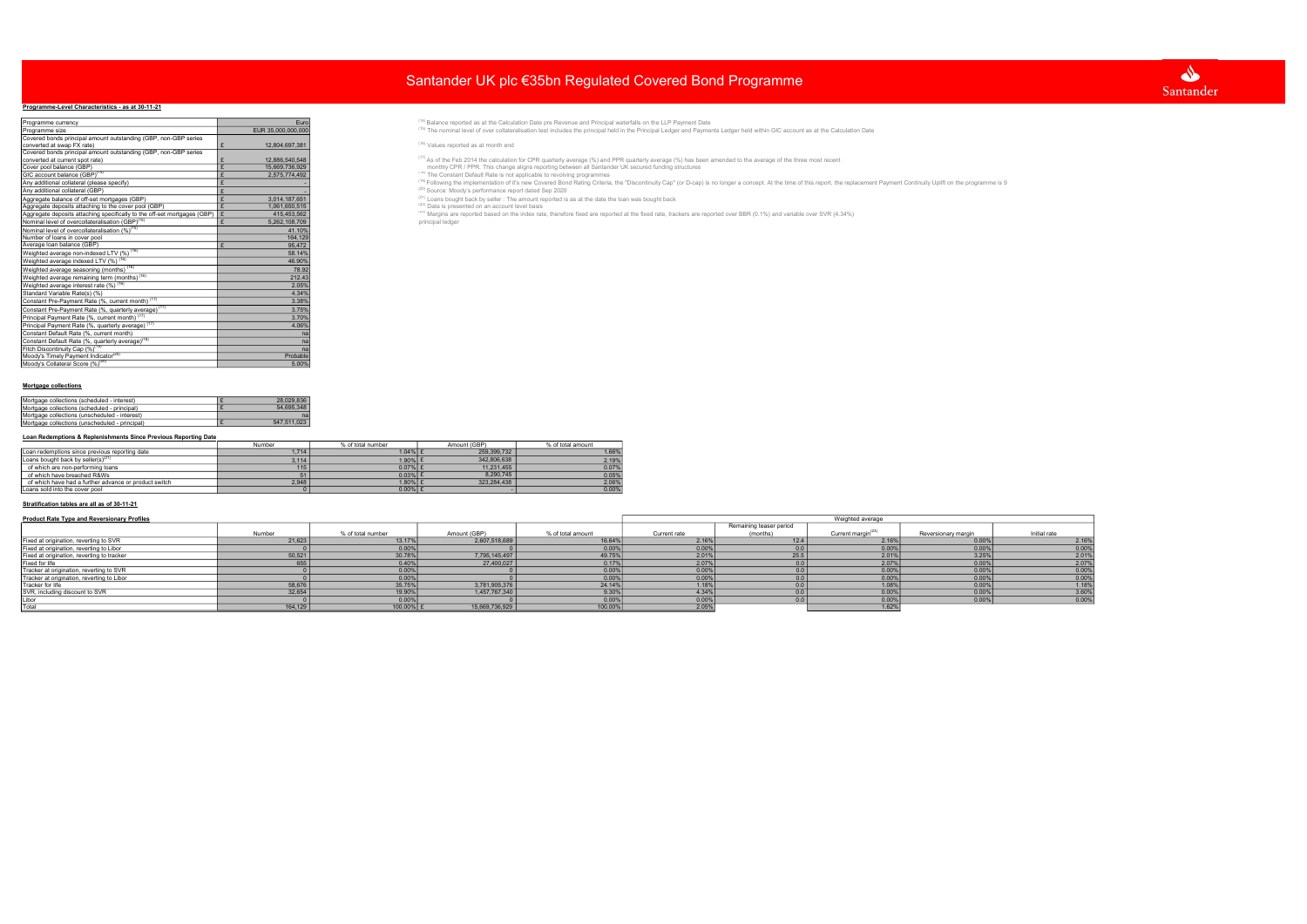# Santander UK plc €35bn Regulated Covered Bond Programme

### Programme-Level Characteristics - as at 30-11-21

| | | |
|---|---|---|
| Programme currency | | Euro |
| Programme size | | EUR 35,000,000,000 |
| Covered bonds principal amount outstanding (GBP, non-GBP series converted at swap FX rate) | £ | 12,804,697,381 |
| Covered bonds principal amount outstanding (GBP, non-GBP series converted at current spot rate) | £ | 12,886,540,548 |
| Cover pool balance (GBP) | £ | 15,669,736,929 |
| GIC account balance (GBP)[14] | £ | 2,575,774,492 |
| Any additional collateral (please specify) | £ | - |
| Any additional collateral (GBP) | £ | - |
| Aggregate balance of off-set mortgages (GBP) | £ | 3,014,187,651 |
| Aggregate deposits attaching to the cover pool (GBP) | £ | 1,061,660,515 |
| Aggregate deposits attaching specifically to the off-set mortgages (GBP) | £ | 415,453,562 |
| Nominal level of overcollateralisation (GBP)[15] | £ | 5,262,108,709 |
| Nominal level of overcollateralisation (%)[15] | | 41.10% |
| Number of loans in cover pool | | 164,129 |
| Average loan balance (GBP) | £ | 95,472 |
| Weighted average non-indexed LTV (%)[16] | | 58.14% |
| Weighted average indexed LTV (%)[16] | | 46.90% |
| Weighted average seasoning (months)[16] | | 78.92 |
| Weighted average remaining term (months)[16] | | 212.43 |
| Weighted average interest rate (%)[16] | | 2.05% |
| Standard Variable Rate(s) (%) | | 4.34% |
| Constant Pre-Payment Rate (%, current month)[17] | | 3.38% |
| Constant Pre-Payment Rate (%, quarterly average)[17] | | 3.75% |
| Principal Payment Rate (%, current month)[17] | | 3.70% |
| Principal Payment Rate (%, quarterly average)[17] | | 4.06% |
| Constant Default Rate (%, current month) | | na |
| Constant Default Rate (%, quarterly average)[18] | | na |
| Fitch Discontinuity Cap (%)[19] | | na |
| Moody's Timely Payment Indicator[20] | | Probable |
| Moody's Collateral Score (%)[20] | | 5.00% |

[14] Balance reported as at the Calculation Date pre Revenue and Principal waterfalls on the LLP Payment Date
[15] The nominal level of over collateralisation test includes the principal held in the Principal Ledger and Payments Ledger held within GIC account as at the Calculation Date

[16] Values reported as at month end

[17] As of the Feb 2014 the calculation for CPR quarterly average (%) and PPR quarterly average (%) has been amended to the average of the three most recent monthly CPR / PPR. This change aligns reporting between all Santander UK secured funding structures
[18] The Constant Default Rate is not applicable to revolving programmes
[19] Following the implementation of it's new Covered Bond Rating Criteria, the "Discontinuity Cap" (or D-cap) is no longer a concept. At the time of this report, the replacement Payment Continuity Uplift on the programme is 9
[20] Source: Moody's performance report dated Sep 2020
[21] Loans bought back by seller : The amount reported is as at the date the loan was bought back
[22] Data is presented on an account level basis
[23] Margins are reported based on the index rate, therefore fixed are reported at the fixed rate, trackers are reported over BBR (0.1%) and variable over SVR (4.34%)
principal ledger

### Mortgage collections

| | | |
|---|---|---|
| Mortgage collections (scheduled - interest) | £ | 28,029,836 |
| Mortgage collections (scheduled - principal) | £ | 54,695,348 |
| Mortgage collections (unscheduled - interest) | | na |
| Mortgage collections (unscheduled - principal) | £ | 547,511,023 |

### Loan Redemptions & Replenishments Since Previous Reporting Date

| | Number | % of total number | Amount (GBP) | % of total amount |
|---|---|---|---|---|
| Loan redemptions since previous reporting date | 1,714 | 1.04% | £ 259,399,732 | 1.66% |
| Loans bought back by seller(s)[21] | 3,114 | 1.90% | £ 342,806,638 | 2.19% |
| of which are non-performing loans | 115 | 0.07% | £ 11,231,455 | 0.07% |
| of which have breached R&Ws | 51 | 0.03% | £ 8,290,745 | 0.05% |
| of which have had a further advance or product switch | 2,948 | 1.80% | £ 323,284,438 | 2.06% |
| Loans sold into the cover pool | 0 | 0.00% | £ - | 0.00% |

### Stratification tables are all as of 30-11-21

### Product Rate Type and Reversionary Profiles

| | Number | % of total number | Amount (GBP) | % of total amount | Weighted average: Current rate | Weighted average: Remaining teaser period (months) | Weighted average: Current margin[23] | Weighted average: Reversionary margin | Weighted average: Initial rate |
|---|---|---|---|---|---|---|---|---|---|
| Fixed at origination, reverting to SVR | 21,623 | 13.17% | 2,607,518,689 | 16.64% | 2.16% | 12.4 | 2.16% | 0.00% | 2.16% |
| Fixed at origination, reverting to Libor | 0 | 0.00% | 0 | 0.00% | 0.00% | 0.0 | 0.00% | 0.00% | 0.00% |
| Fixed at origination, reverting to tracker | 50,521 | 30.78% | 7,795,145,497 | 49.75% | 2.01% | 25.5 | 2.01% | 3.25% | 2.01% |
| Fixed for life | 655 | 0.40% | 27,400,027 | 0.17% | 2.07% | 0.0 | 2.07% | 0.00% | 2.07% |
| Tracker at origination, reverting to SVR | 0 | 0.00% | 0 | 0.00% | 0.00% | 0.0 | 0.00% | 0.00% | 0.00% |
| Tracker at origination, reverting to Libor | 0 | 0.00% | 0 | 0.00% | 0.00% | 0.0 | 0.00% | 0.00% | 0.00% |
| Tracker for life | 58,676 | 35.75% | 3,781,905,376 | 24.14% | 1.18% | 0.0 | 1.08% | 0.00% | 1.18% |
| SVR, including discount to SVR | 32,654 | 19.90% | 1,457,767,340 | 9.30% | 4.34% | 0.0 | 0.00% | 0.00% | 3.80% |
| Libor | 0 | 0.00% | 0 | 0.00% | 0.00% | 0.0 | 0.00% | 0.00% | 0.00% |
| Total | 164,129 | 100.00% | £ 15,669,736,929 | 100.00% | 2.05% | | 1.62% | | |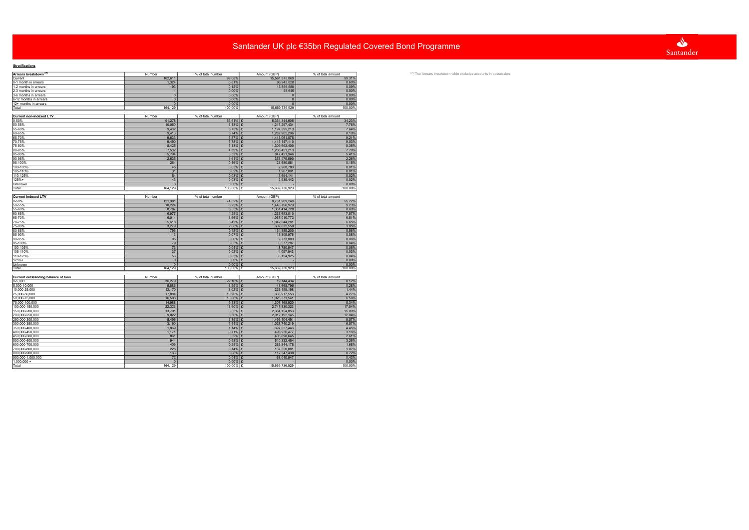# Santander UK plc €35bn Regulated Covered Bond Programme

**Stratifications**

| Arrears breakdown[26] | Number | % of total number | Amount (GBP) | % of total amount |
|---|---|---|---|---|
| Current | 162,611 | 99.08% | 15,561,875,869 | 99.31% |
| 0-1 month in arrears | 1,324 | 0.81% | 93,945,828 | 0.60% |
| 1-2 months in arrears | 193 | 0.12% | 13,866,588 | 0.09% |
| 2-3 months in arrears | 1 | 0.00% | 48,645 | 0.00% |
| 3-6 months in arrears | 0 | 0.00% | 0 | 0.00% |
| 6-12 months in arrears | 0 | 0.00% | 0 | 0.00% |
| 12+ months in arrears | 0 | 0.00% | 0 | 0.00% |
| Total | 164,129 | 100.00% | 15,669,736,929 | 100.00% |

[26] The Arrears breakdown table excludes accounts in possession.

| Current non-indexed LTV | Number | % of total number | Amount (GBP) | % of total amount |
|---|---|---|---|---|
| 0-50% | 91,278 | 55.61% | £ 5,364,344,605 | 34.23% |
| 50-55% | 10,060 | 6.13% | £ 1,215,297,434 | 7.76% |
| 55-60% | 9,432 | 5.75% | £ 1,197,395,213 | 7.64% |
| 60-65% | 9,413 | 5.74% | £ 1,282,902,296 | 8.19% |
| 65-70% | 9,633 | 5.87% | £ 1,443,061,078 | 9.21% |
| 70-75% | 9,490 | 5.78% | £ 1,415,147,110 | 9.03% |
| 75-80% | 8,425 | 5.13% | £ 1,309,693,400 | 8.36% |
| 80-85% | 7,532 | 4.59% | £ 1,206,451,213 | 7.70% |
| 85-90% | 5,794 | 3.53% | £ 847,421,946 | 5.41% |
| 90-95% | 2,635 | 1.61% | £ 353,475,590 | 2.26% |
| 95-100% | 264 | 0.16% | £ 23,680,881 | 0.15% |
| 100-105% | 45 | 0.03% | £ 2,268,780 | 0.01% |
| 105-110% | 31 | 0.02% | £ 1,967,801 | 0.01% |
| 110-125% | 54 | 0.03% | £ 3,694,141 | 0.02% |
| 125%+ | 43 | 0.03% | £ 2,935,442 | 0.02% |
| Unknown | 0 | 0.00% | £ - | 0.00% |
| Total | 164,129 | 100.00% | £ 15,669,736,929 | 100.00% |

| Current indexed LTV | Number | % of total number | Amount (GBP) | % of total amount |
|---|---|---|---|---|
| 0-50% | 121,981 | 74.32% | £ 8,731,909,248 | 55.72% |
| 50-55% | 10,224 | 6.23% | £ 1,446,796,979 | 9.23% |
| 55-60% | 8,787 | 5.35% | £ 1,361,414,728 | 8.69% |
| 60-65% | 6,977 | 4.25% | £ 1,233,653,010 | 7.87% |
| 65-70% | 6,014 | 3.66% | £ 1,067,010,773 | 6.81% |
| 70-75% | 5,618 | 3.42% | £ 1,042,544,281 | 6.65% |
| 75-80% | 3,279 | 2.00% | £ 602,832,550 | 3.85% |
| 80-85% | 796 | 0.48% | £ 134,885,200 | 0.86% |
| 85-90% | 113 | 0.07% | £ 13,305,976 | 0.08% |
| 90-95% | 95 | 0.06% | £ 9,773,083 | 0.06% |
| 95-100% | 79 | 0.05% | £ 6,577,287 | 0.04% |
| 100-105% | 73 | 0.04% | £ 8,780,947 | 0.06% |
| 105-110% | 37 | 0.02% | £ 4,097,943 | 0.03% |
| 110-125% | 56 | 0.03% | £ 6,154,925 | 0.04% |
| 125%+ | 0 | 0.00% | £ - | 0.00% |
| Unknown | 0 | 0.00% | £ - | 0.00% |
| Total | 164,129 | 100.00% | £ 15,669,736,929 | 100.00% |

| Current outstanding balance of loan | Number | % of total number | Amount (GBP) | % of total amount |
|---|---|---|---|---|
| 0-5,000 | 36,279 | 22.10% | £ 19,144,434 | 0.12% |
| 5,000-10,000 | 5,886 | 3.59% | £ 43,668,795 | 0.28% |
| 10,000-25,000 | 13,170 | 8.02% | £ 226,155,198 | 1.44% |
| 25,000-50,000 | 17,884 | 10.90% | £ 668,917,553 | 4.27% |
| 50,000-75,000 | 16,506 | 10.06% | £ 1,028,371,541 | 6.56% |
| 75,000-100,000 | 14,988 | 9.13% | £ 1,307,168,920 | 8.34% |
| 100,000-150,000 | 22,323 | 13.60% | £ 2,747,830,323 | 17.54% |
| 150,000-200,000 | 13,701 | 8.35% | £ 2,364,154,853 | 15.09% |
| 200,000-250,000 | 9,022 | 5.50% | £ 2,012,192,145 | 12.84% |
| 250,000-300,000 | 5,496 | 3.35% | £ 1,499,104,491 | 9.57% |
| 300,000-350,000 | 3,190 | 1.94% | £ 1,028,740,219 | 6.57% |
| 350,000-400,000 | 1,869 | 1.14% | £ 697,537,446 | 4.45% |
| 400,000-450,000 | 1,171 | 0.71% | £ 495,936,477 | 3.16% |
| 450,000-500,000 | 861 | 0.52% | £ 408,898,645 | 2.61% |
| 500,000-600,000 | 944 | 0.58% | £ 510,332,454 | 3.26% |
| 600,000-700,000 | 409 | 0.25% | £ 263,844,178 | 1.68% |
| 700,000-800,000 | 225 | 0.14% | £ 167,350,881 | 1.07% |
| 800,000-900,000 | 133 | 0.08% | £ 112,347,430 | 0.72% |
| 900,000-1,000,000 | 72 | 0.04% | £ 68,040,947 | 0.43% |
| 1,000,000 + | 0 | 0.00% | £ - | 0.00% |
| Total | 164,129 | 100.00% | £ 15,669,736,929 | 100.00% |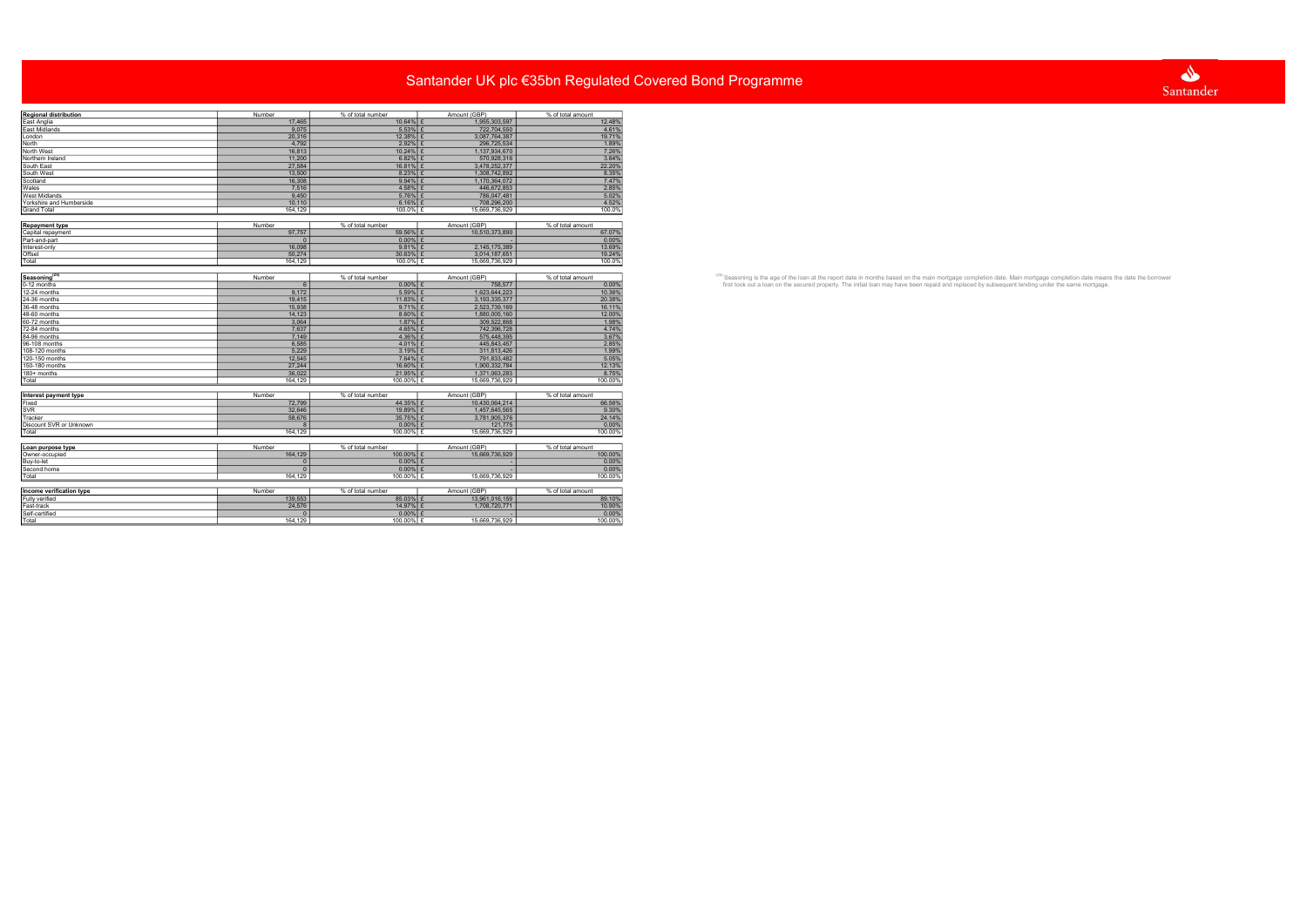# Santander UK plc €35bn Regulated Covered Bond Programme

| Regional distribution | Number | % of total number | Amount (GBP) | % of total amount |
|---|---|---|---|---|
| East Anglia | 17,465 | 10.64% | £ 1,955,303,597 | 12.48% |
| East Midlands | 9,075 | 5.53% | £ 722,704,550 | 4.61% |
| London | 20,316 | 12.38% | £ 3,087,764,387 | 19.71% |
| North | 4,792 | 2.92% | £ 296,725,534 | 1.89% |
| North West | 16,813 | 10.24% | £ 1,137,934,670 | 7.26% |
| Northern Ireland | 11,200 | 6.82% | £ 570,928,316 | 3.64% |
| South East | 27,584 | 16.81% | £ 3,478,252,377 | 22.20% |
| South West | 13,500 | 8.23% | £ 1,308,742,892 | 8.35% |
| Scotland | 16,308 | 9.94% | £ 1,170,364,072 | 7.47% |
| Wales | 7,516 | 4.58% | £ 446,672,853 | 2.85% |
| West Midlands | 9,450 | 5.76% | £ 786,047,481 | 5.02% |
| Yorkshire and Humberside | 10,110 | 6.16% | £ 708,296,200 | 4.52% |
| Grand Total | 164,129 | 100.0% | £ 15,669,736,929 | 100.0% |

| Repayment type | Number | % of total number | Amount (GBP) | % of total amount |
|---|---|---|---|---|
| Capital repayment | 97,757 | 59.56% | £ 10,510,373,890 | 67.07% |
| Part-and-part | 0 | 0.00% | £ - | 0.00% |
| Interest-only | 16,098 | 9.81% | £ 2,145,175,389 | 13.69% |
| Offset | 50,274 | 30.63% | £ 3,014,187,651 | 19.24% |
| Total | 164,129 | 100.0% | £ 15,669,736,929 | 100.0% |

| Seasoning[26] | Number | % of total number | Amount (GBP) | % of total amount |
|---|---|---|---|---|
| 0-12 months | 6 | 0.00% | £ 758,577 | 0.00% |
| 12-24 months | 9,172 | 5.59% | £ 1,623,644,223 | 10.36% |
| 24-36 months | 19,415 | 11.83% | £ 3,193,335,377 | 20.38% |
| 36-48 months | 15,938 | 9.71% | £ 2,523,739,169 | 16.11% |
| 48-60 months | 14,123 | 8.60% | £ 1,880,905,160 | 12.00% |
| 60-72 months | 3,064 | 1.87% | £ 309,522,868 | 1.98% |
| 72-84 months | 7,637 | 4.65% | £ 742,396,728 | 4.74% |
| 84-96 months | 7,149 | 4.36% | £ 575,448,395 | 3.67% |
| 96-108 months | 6,585 | 4.01% | £ 445,843,457 | 2.85% |
| 108-120 months | 5,229 | 3.19% | £ 311,813,426 | 1.99% |
| 120-150 months | 12,545 | 7.64% | £ 791,833,482 | 5.05% |
| 150-180 months | 27,244 | 16.60% | £ 1,900,332,784 | 12.13% |
| 180+ months | 36,022 | 21.95% | £ 1,371,063,283 | 8.75% |
| Total | 164,129 | 100.00% | £ 15,669,736,929 | 100.00% |

| Interest payment type | Number | % of total number | Amount (GBP) | % of total amount |
|---|---|---|---|---|
| Fixed | 72,799 | 44.35% | £ 10,430,064,214 | 66.56% |
| SVR | 32,646 | 19.89% | £ 1,457,645,565 | 9.30% |
| Tracker | 58,676 | 35.75% | £ 3,781,905,376 | 24.14% |
| Discount SVR or Unknown | 8 | 0.00% | £ 121,775 | 0.00% |
| Total | 164,129 | 100.00% | £ 15,669,736,929 | 100.00% |

| Loan purpose type | Number | % of total number | Amount (GBP) | % of total amount |
|---|---|---|---|---|
| Owner-occupied | 164,129 | 100.00% | £ 15,669,736,929 | 100.00% |
| Buy-to-let | 0 | 0.00% | £ - | 0.00% |
| Second home | 0 | 0.00% | £ - | 0.00% |
| Total | 164,129 | 100.00% | £ 15,669,736,929 | 100.00% |

| Income verification type | Number | % of total number | Amount (GBP) | % of total amount |
|---|---|---|---|---|
| Fully verified | 139,553 | 85.03% | £ 13,961,016,159 | 89.10% |
| Fast-track | 24,576 | 14.97% | £ 1,708,720,771 | 10.90% |
| Self-certified | 0 | 0.00% | £ - | 0.00% |
| Total | 164,129 | 100.00% | £ 15,669,736,929 | 100.00% |

[26] Seasoning is the age of the loan at the report date in months based on the main mortgage completion date. Main mortgage completion date means the date the borrower first took out a loan on the secured property. The initial loan may have been repaid and replaced by subsequent lending under the same mortgage.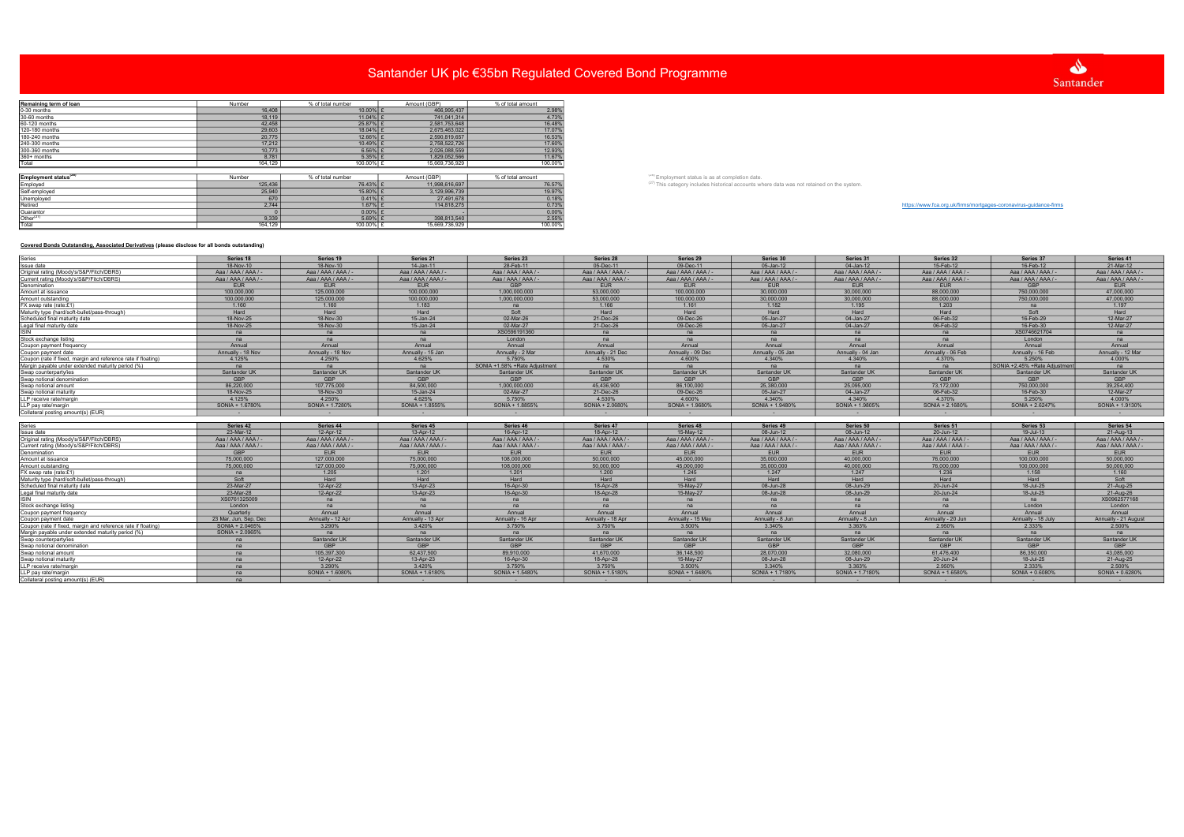# Santander UK plc €35bn Regulated Covered Bond Programme

| Remaining term of loan | Number | % of total number | Amount (GBP) | % of total amount |
|---|---|---|---|---|
| 0-30 months | 16,408 | 10.00% | £ 466,995,437 | 2.98% |
| 30-60 months | 18,119 | 11.04% | £ 741,041,314 | 4.73% |
| 60-120 months | 42,458 | 25.87% | £ 2,581,753,648 | 16.48% |
| 120-180 months | 29,603 | 18.04% | £ 2,675,463,022 | 17.07% |
| 180-240 months | 20,775 | 12.66% | £ 2,590,810,657 | 16.53% |
| 240-300 months | 17,212 | 10.49% | £ 2,758,522,726 | 17.60% |
| 300-360 months | 10,773 | 6.56% | £ 2,026,088,559 | 12.93% |
| 360+ months | 8,781 | 5.35% | £ 1,829,052,566 | 11.67% |
| Total | 164,129 | 100.00% | £ 15,669,736,929 | 100.00% |

| Employment status[26] | Number | % of total number | Amount (GBP) | % of total amount |
|---|---|---|---|---|
| Employed | 125,436 | 76.43% | £ 11,998,616,697 | 76.57% |
| Self-employed | 25,940 | 15.80% | £ 3,129,996,739 | 19.97% |
| Unemployed | 670 | 0.41% | £ 27,491,678 | 0.18% |
| Retired | 2,744 | 1.67% | £ 114,818,275 | 0.73% |
| Guarantor | 0 | 0.00% | £ - | 0.00% |
| Other[27] | 9,339 | 5.69% | £ 398,813,540 | 2.55% |
| Total | 164,129 | 100.00% | £ 15,669,736,929 | 100.00% |

[26] Employment status is as at completion date.
[27] This category includes historical accounts where data was not retained on the system.

https://www.fca.org.uk/firms/mortgages-coronavirus-guidance-firms

### Covered Bonds Outstanding, Associated Derivatives (please disclose for all bonds outstanding)

| Series | Series 18 | Series 19 | Series 21 | Series 23 | Series 28 | Series 29 | Series 30 | Series 31 | Series 32 | Series 37 | Series 41 |
|---|---|---|---|---|---|---|---|---|---|---|---|
| Issue date | 18-Nov-10 | 18-Nov-10 | 14-Jan-11 | 28-Feb-11 | 05-Dec-11 | 09-Dec-11 | 05-Jan-12 | 04-Jan-12 | 15-Feb-12 | 16-Feb-12 | 21-Mar-12 |
| Original rating (Moody's/S&P/Fitch/DBRS) | Aaa / AAA / AAA / - | Aaa / AAA / AAA / - | Aaa / AAA / AAA / - | Aaa / AAA / AAA / - | Aaa / AAA / AAA / - | Aaa / AAA / AAA / - | Aaa / AAA / AAA / - | Aaa / AAA / AAA / - | Aaa / AAA / AAA / - | Aaa / AAA / AAA / - | Aaa / AAA / AAA / - |
| Current rating (Moody's/S&P/Fitch/DBRS) | Aaa / AAA / AAA / - | Aaa / AAA / AAA / - | Aaa / AAA / AAA / - | Aaa / AAA / AAA / - | Aaa / AAA / AAA / - | Aaa / AAA / AAA / - | Aaa / AAA / AAA / - | Aaa / AAA / AAA / - | Aaa / AAA / AAA / - | Aaa / AAA / AAA / - | Aaa / AAA / AAA / - |
| Denomination | EUR | EUR | EUR | GBP | EUR | EUR | EUR | EUR | EUR | GBP | EUR |
| Amount at issuance | 100,000,000 | 125,000,000 | 100,000,000 | 1,000,000,000 | 53,000,000 | 100,000,000 | 30,000,000 | 30,000,000 | 88,000,000 | 750,000,000 | 47,000,000 |
| Amount outstanding | 100,000,000 | 125,000,000 | 100,000,000 | 1,000,000,000 | 53,000,000 | 100,000,000 | 30,000,000 | 30,000,000 | 88,000,000 | 750,000,000 | 47,000,000 |
| FX swap rate (rate:£1) | 1.160 | 1.160 | 1.183 | na | 1.166 | 1.161 | 1.182 | 1.195 | 1.203 | na | 1.197 |
| Maturity type (hard/soft-bullet/pass-through) | Hard | Hard | Hard | Soft | Hard | Hard | Hard | Hard | Hard | Soft | Hard |
| Scheduled final maturity date | 18-Nov-25 | 18-Nov-30 | 15-Jan-24 | 02-Mar-26 | 21-Dec-26 | 09-Dec-26 | 05-Jan-27 | 04-Jan-27 | 06-Feb-32 | 16-Feb-29 | 12-Mar-27 |
| Legal final maturity date | 18-Nov-25 | 18-Nov-30 | 15-Jan-24 | 02-Mar-27 | 21-Dec-26 | 09-Dec-26 | 05-Jan-27 | 04-Jan-27 | 06-Feb-32 | 16-Feb-30 | 12-Mar-27 |
| ISIN | na | na | na | XS0596191360 | na | na | na | na | na | XS0746621704 | na |
| Stock exchange listing | na | na | na | London | na | na | na | na | na | London | na |
| Coupon payment frequency | Annual | Annual | Annual | Annual | Annual | Annual | Annual | Annual | Annual | Annual | Annual |
| Coupon payment date | Annually - 18 Nov | Annually - 18 Nov | Annually - 15 Jan | Annually - 2 Mar | Annually - 21 Dec | Annually - 09 Dec | Annually - 05 Jan | Annually - 04 Jan | Annually - 06 Feb | Annually - 16 Feb | Annually - 12 Mar |
| Coupon (rate if fixed, margin and reference rate if floating) | 4.125% | 4.250% | 4.625% | 5.750% | 4.530% | 4.600% | 4.340% | 4.340% | 4.370% | 5.250% | 4.000% |
| Margin payable under extended maturity period (%) | na | na | na | SONIA +1.58% +Rate Adjustment | na | na | na | na | na | SONIA +2.45% +Rate Adjustment | na |
| Swap counterparty/ies | Santander UK | Santander UK | Santander UK | Santander UK | Santander UK | Santander UK | Santander UK | Santander UK | Santander UK | Santander UK | Santander UK |
| Swap notional denomination | GBP | GBP | GBP | GBP | GBP | GBP | GBP | GBP | GBP | GBP | GBP |
| Swap notional amount | 86,220,000 | 107,775,000 | 84,500,000 | 1,000,000,000 | 45,436,900 | 86,100,000 | 25,380,000 | 25,095,000 | 73,172,000 | 750,000,000 | 39,254,400 |
| Swap notional maturity | 18-Nov-25 | 18-Nov-30 | 15-Jan-24 | 02-Mar-27 | 21-Dec-26 | 09-Dec-26 | 05-Jan-27 | 04-Jan-27 | 06-Feb-32 | 16-Feb-30 | 12-Mar-27 |
| LLP receive rate/margin | 4.125% | 4.250% | 4.625% | 5.750% | 4.530% | 4.600% | 4.340% | 4.340% | 4.370% | 5.250% | 4.000% |
| LLP pay rate/margin | SONIA + 1.6780% | SONIA + 1.7280% | SONIA + 1.8555% | SONIA + 1.8855% | SONIA + 2.0680% | SONIA + 1.9680% | SONIA + 1.9480% | SONIA + 1.9805% | SONIA + 2.1680% | SONIA + 2.6247% | SONIA + 1.9130% |
| Collateral posting amount(s) (EUR) | - | - | - | - | - | - | - | - | - | - | - |

| Series | Series 42 | Series 44 | Series 45 | Series 46 | Series 47 | Series 48 | Series 49 | Series 50 | Series 51 | Series 53 | Series 54 |
|---|---|---|---|---|---|---|---|---|---|---|---|
| Issue date | 23-Mar-12 | 12-Apr-12 | 13-Apr-12 | 16-Apr-12 | 18-Apr-12 | 15-May-12 | 08-Jun-12 | 08-Jun-12 | 20-Jun-12 | 19-Jul-13 | 21-Aug-13 |
| Original rating (Moody's/S&P/Fitch/DBRS) | Aaa / AAA / AAA / - | Aaa / AAA / AAA / - | Aaa / AAA / AAA / - | Aaa / AAA / AAA / - | Aaa / AAA / AAA / - | Aaa / AAA / AAA / - | Aaa / AAA / AAA / - | Aaa / AAA / AAA / - | Aaa / AAA / AAA / - | Aaa / AAA / AAA / - | Aaa / AAA / AAA / - |
| Current rating (Moody's/S&P/Fitch/DBRS) | Aaa / AAA / AAA / - | Aaa / AAA / AAA / - | Aaa / AAA / AAA / - | Aaa / AAA / AAA / - | Aaa / AAA / AAA / - | Aaa / AAA / AAA / - | Aaa / AAA / AAA / - | Aaa / AAA / AAA / - | Aaa / AAA / AAA / - | Aaa / AAA / AAA / - | Aaa / AAA / AAA / - |
| Denomination | GBP | EUR | EUR | EUR | EUR | EUR | EUR | EUR | EUR | GBP | EUR |
| Amount at issuance | 75,000,000 | 127,000,000 | 75,000,000 | 108,000,000 | 50,000,000 | 45,000,000 | 35,000,000 | 40,000,000 | 76,000,000 | 100,000,000 | 50,000,000 |
| Amount outstanding | 75,000,000 | 127,000,000 | 75,000,000 | 108,000,000 | 50,000,000 | 45,000,000 | 35,000,000 | 40,000,000 | 76,000,000 | 100,000,000 | 50,000,000 |
| FX swap rate (rate:£1) | na | 1.205 | 1.201 | 1.201 | 1.200 | 1.245 | 1.247 | 1.247 | 1.236 | 1.158 | 1.160 |
| Maturity type (hard/soft-bullet/pass-through) | Soft | Hard | Hard | Hard | Hard | Hard | Hard | Hard | Hard | Hard | Soft |
| Scheduled final maturity date | 23-Mar-27 | 12-Apr-22 | 13-Apr-23 | 16-Apr-30 | 18-Apr-28 | 15-May-27 | 08-Jun-28 | 08-Jun-29 | 20-Jun-24 | 18-Jul-25 | 21-Aug-25 |
| Legal final maturity date | 23-Mar-28 | 12-Apr-22 | 13-Apr-23 | 16-Apr-30 | 18-Apr-28 | 15-May-27 | 08-Jun-28 | 08-Jun-29 | 20-Jun-24 | 18-Jul-25 | 21-Aug-26 |
| ISIN | XS0761325009 | na | na | na | na | na | na | na | na | na | XS0962577168 |
| Stock exchange listing | London | na | na | na | na | na | na | na | na | London | London |
| Coupon payment frequency | Quarterly | Annual | Annual | Annual | Annual | Annual | Annual | Annual | Annual | Annual | Annual |
| Coupon payment date | 23 Mar, Jun, Sep, Dec | Annually - 12 Apr | Annually - 13 Apr | Annually - 16 Apr | Annually - 18 Apr | Annually - 15 May | Annually - 8 Jun | Annually - 8 Jun | Annually - 20 Jun | Annually - 18 July | Annually - 21 August |
| Coupon (rate if fixed, margin and reference rate if floating) | SONIA + 2.0465% | 3.290% | 3.420% | 3.750% | 3.750% | 3.500% | 3.340% | 3.363% | 2.950% | 2.333% | 2.500% |
| Margin payable under extended maturity period (%) | SONIA + 2.0965% | na | na | na | na | na | na | na | na | na | na |
| Swap counterparty/ies | na | Santander UK | Santander UK | Santander UK | Santander UK | Santander UK | Santander UK | Santander UK | Santander UK | Santander UK | Santander UK |
| Swap notional denomination | na | GBP | GBP | GBP | GBP | GBP | GBP | GBP | GBP | GBP | GBP |
| Swap notional amount | na | 105,397,300 | 62,437,500 | 89,910,000 | 41,670,000 | 36,148,500 | 28,070,000 | 32,080,000 | 61,476,400 | 86,350,000 | 43,085,000 |
| Swap notional maturity | na | 12-Apr-22 | 13-Apr-23 | 16-Apr-30 | 18-Apr-28 | 15-May-27 | 08-Jun-28 | 08-Jun-29 | 20-Jun-24 | 18-Jul-25 | 21-Aug-25 |
| LLP receive rate/margin | na | 3.290% | 3.420% | 3.750% | 3.750% | 3.500% | 3.340% | 3.363% | 2.950% | 2.333% | 2.500% |
| LLP pay rate/margin | na | SONIA + 1.6080% | SONIA + 1.6180% | SONIA + 1.5480% | SONIA + 1.5180% | SONIA + 1.6480% | SONIA + 1.7180% | SONIA + 1.7180% | SONIA + 1.6580% | SONIA + 0.6080% | SONIA + 0.6280% |
| Collateral posting amount(s) (EUR) | na | - | - | - | - | - | - | - | - | - | - |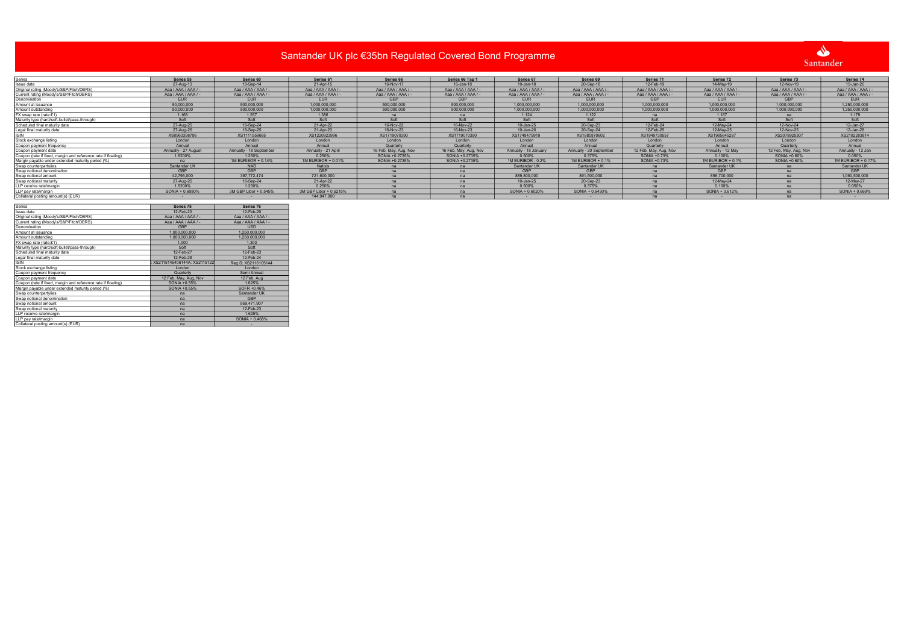# Santander UK plc €35bn Regulated Covered Bond Programme

| Series | Series 55 | Series 60 | Series 61 | Series 66 | Series 66 Tap 1 | Series 67 | Series 69 | Series 71 | Series 72 | Series 73 | Series 74 |
|---|---|---|---|---|---|---|---|---|---|---|---|
| Issue date | 27-Aug-13 | 18-Sep-14 | 21-Apr-15 | 16-Nov-17 | 16-Jan-18 | 10-Jan-18 | 20-Sep-18 | 12-Feb-19 | 14-May-19 | 12-Nov-19 | 15-Jan-20 |
| Original rating (Moody's/S&P/Fitch/DBRS) | Aaa / AAA / AAA / - | Aaa / AAA / AAA / - | Aaa / AAA / AAA / - | Aaa / AAA / AAA / - | Aaa / AAA / AAA / - | Aaa / AAA / AAA / - | Aaa / AAA / AAA / - | Aaa / AAA / AAA / - | Aaa / AAA / AAA / - | Aaa / AAA / AAA / - | Aaa / AAA / AAA / - |
| Current rating (Moody's/S&P/Fitch/DBRS) | Aaa / AAA / AAA / - | Aaa / AAA / AAA / - | Aaa / AAA / AAA / - | Aaa / AAA / AAA / - | Aaa / AAA / AAA / - | Aaa / AAA / AAA / - | Aaa / AAA / AAA / - | Aaa / AAA / AAA / - | Aaa / AAA / AAA / - | Aaa / AAA / AAA / - | Aaa / AAA / AAA / - |
| Denomination | EUR | EUR | EUR | GBP | GBP | EUR | EUR | GBP | EUR | GBP | EUR |
| Amount at issuance | 50,000,000 | 500,000,000 | 1,000,000,000 | 500,000,000 | 500,000,000 | 1,000,000,000 | 1,000,000,000 | 1,000,000,000 | 1,000,000,000 | 1,000,000,000 | 1,250,000,000 |
| Amount outstanding | 50,000,000 | 500,000,000 | 1,000,000,000 | 500,000,000 | 500,000,000 | 1,000,000,000 | 1,000,000,000 | 1,000,000,000 | 1,000,000,000 | 1,000,000,000 | 1,250,000,000 |
| FX swap rate (rate:£1) | 1.168 | 1.257 | 1.386 | na | na | 1.124 | 1.122 | na | 1.167 | na | 1.179 |
| Maturity type (hard/soft-bullet/pass-through) | Soft | Soft | Soft | Soft | Soft | Soft | Soft | Soft | Soft | Soft | Soft |
| Scheduled final maturity date | 27-Aug-25 | 18-Sep-24 | 21-Apr-22 | 16-Nov-22 | 16-Nov-22 | 10-Jan-25 | 20-Sep-23 | 12-Feb-24 | 12-May-24 | 12-Nov-24 | 12-Jan-27 |
| Legal final maturity date | 27-Aug-26 | 18-Sep-25 | 21-Apr-23 | 16-Nov-23 | 16-Nov-23 | 10-Jan-26 | 20-Sep-24 | 12-Feb-25 | 12-May-25 | 12-Nov-25 | 12-Jan-28 |
| ISIN | XS0963398796 | XS1111559685 | XS1220923996 | XS1719070390 | XS1719070390 | XS1748479919 | XS1880870602 | XS1949730557 | XS1996645287 | XS2078925307 | XS2102283814 |
| Stock exchange listing | London | London | London | London | London | London | London | London | London | London | London |
| Coupon payment frequency | Annual | Annual | Annual | Quarterly | Quarterly | Annual | Annual | Quarterly | Annual | Quarterly | Annual |
| Coupon payment date | Annually - 27 August | Annually - 18 September | Annually - 21 April | 16 Feb, May, Aug, Nov | 16 Feb, May, Aug, Nov | Annually - 18 January | Annually - 20 September | 12 Feb, May, Aug, Nov | Annually - 12 May | 12 Feb, May, Aug, Nov | Annually - 12 Jan |
| Coupon (rate if fixed, margin and reference rate if floating) | 1.5200% | 1.250% | 0.250% | SONIA +0.2735% | SONIA +0.2735% | 0.500% | 0.375% | SONIA +0.73% | 0.100% | SONIA +0.60% | 0.050% |
| Margin payable under extended maturity period (%) | na | 1M EURIBOR + 0.14% | 1M EURIBOR + 0.01% | SONIA +0.2735% | SONIA +0.2735% | 1M EURIBOR - 0.2% | 1M EURIBOR + 0.1% | SONIA +0.73% | 1M EURIBOR + 0.1% | SONIA +0.60% | 1M EURIBOR + 0.17% |
| Swap counterparty/ies | Santander UK | NAB | Natixis | na | na | Santander UK | Santander UK | na | Santander UK | na | Santander UK |
| Swap notional denomination | GBP | GBP | GBP | na | na | GBP | GBP | na | GBP | na | GBP |
| Swap notional amount | 42,795,000 | 397,772,474 | 721,600,000 | na | na | 889,800,000 | 891,500,000 | na | 856,700,000 | na | 1,060,500,000 |
| Swap notional maturity | 27-Aug-25 | 18-Sep-24 | 21-Apr-22 | na | na | 10-Jan-25 | 20-Sep-23 | na | 12-May-24 | na | 12-May-27 |
| LLP receive rate/margin | 1.5200% | 1.250% | 0.250% | na | na | 0.500% | 0.375% | na | 0.100% | na | 0.050% |
| LLP pay rate/margin | SONIA + 0.6080% | 3M GBP Libor + 0.545% | 3M GBP Libor + 0.5215% | na | na | SONIA + 0.6020% | SONIA + 0.6430% | na | SONIA + 0.612% | na | SONIA + 0.669% |
| Collateral posting amount(s) (EUR) | - | - | 144,947,000 | na | na | - | - | na | - | na | - |

| Series | Series 75 | Series 76 |
|---|---|---|
| Issue date | 12-Feb-20 | 12-Feb-20 |
| Original rating (Moody's/S&P/Fitch/DBRS) | Aaa / AAA / AAA / - | Aaa / AAA / AAA / - |
| Current rating (Moody's/S&P/Fitch/DBRS) | Aaa / AAA / AAA / - | Aaa / AAA / AAA / - |
| Denomination | GBP | USD |
| Amount at issuance | 1,000,000,000 | 1,250,000,000 |
| Amount outstanding | 1,000,000,000 | 1,250,000,000 |
| FX swap rate (rate:£1) | 1.000 | 1.303 |
| Maturity type (hard/soft-bullet/pass-through) | Soft | Soft |
| Scheduled final maturity date | 12-Feb-27 | 12-Feb-23 |
| Legal final maturity date | 12-Feb-28 | 12-Feb-24 |
| ISIN | XS2115145406144A: XS2115122 | Reg S: XS2116105144 |
| Stock exchange listing | London | London |
| Coupon payment frequency | Quarterly | Semi Annual |
| Coupon payment date | 12 Feb, May, Aug, Nov | 12 Feb, Aug |
| Coupon (rate if fixed, margin and reference rate if floating) | SONIA +0.55% | 1.625% |
| Margin payable under extended maturity period (%) | SONIA +0.55% | SOFR +0.46% |
| Swap counterparty/ies | na | Santander UK |
| Swap notional denomination | na | GBP |
| Swap notional amount | na | 959,471,907 |
| Swap notional maturity | na | 12-Feb-23 |
| LLP receive rate/margin | na | 1.625% |
| LLP pay rate/margin | na | SONIA + 0.468% |
| Collateral posting amount(s) (EUR) | na | - |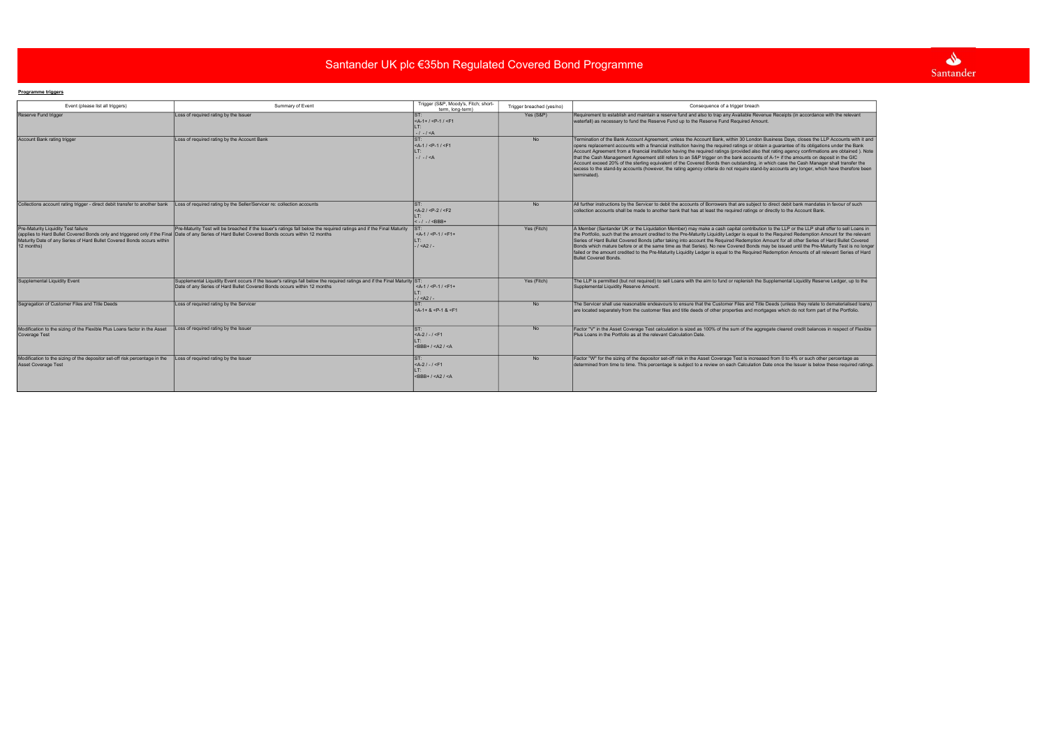# Santander UK plc €35bn Regulated Covered Bond Programme

**Programme triggers**

| Event (please list all triggers) | Summary of Event | Trigger (S&P, Moody's, Fitch; short-term, long-term) | Trigger breached (yes/no) | Consequence of a trigger breach |
|---|---|---|---|---|
| Reserve Fund trigger | Loss of required rating by the Issuer | ST:<br><A-1+ / <P-1 / <F1<br>LT:<br>- / - / <A | Yes (S&P) | Requirement to establish and maintain a reserve fund and also to trap any Available Revenue Receipts (in accordance with the relevant waterfall) as necessary to fund the Reserve Fund up to the Reserve Fund Required Amount. |
| Account Bank rating trigger | Loss of required rating by the Account Bank | ST:<br><A-1 / <P-1 / <F1<br>LT:<br>- / - / <A | No | Termination of the Bank Account Agreement, unless the Account Bank, within 30 London Business Days, closes the LLP Accounts with it and opens replacement accounts with a financial institution having the required ratings or obtain a guarantee of its obligations under the Bank Account Agreement from a financial institution having the required ratings (provided also that rating agency confirmations are obtained ). Note that the Cash Management Agreement still refers to an S&P trigger on the bank accounts of A-1+ if the amounts on deposit in the GIC Account exceed 20% of the sterling equivalent of the Covered Bonds then outstanding, in which case the Cash Manager shall transfer the excess to the stand-by accounts (however, the rating agency criteria do not require stand-by accounts any longer, which have therefore been terminated). |
| Collections account rating trigger - direct debit transfer to another bank | Loss of required rating by the Seller/Servicer re: collection accounts | ST:<br><A-2 / <P-2 / <F2<br>LT:<br>< - / - / <BBB+ | No | All further instructions by the Servicer to debit the accounts of Borrowers that are subject to direct debit bank mandates in favour of such collection accounts shall be made to another bank that has at least the required ratings or directly to the Account Bank. |
| Pre-Maturity Liquidity Test failure<br>(applies to Hard Bullet Covered Bonds only and triggered only if the Final Maturity Date of any Series of Hard Bullet Covered Bonds occurs within 12 months) | Pre-Maturity Test will be breached if the Issuer's ratings fall below the required ratings and if the Final Maturity Date of any Series of Hard Bullet Covered Bonds occurs within 12 months | ST:<br><A-1 / <P-1 / <F1+<br>LT:<br>- / <A2 / - | Yes (Fitch) | A Member (Santander UK or the Liquidation Member) may make a cash capital contribution to the LLP or the LLP shall offer to sell Loans in the Portfolio, such that the amount credited to the Pre-Maturity Liquidity Ledger is equal to the Required Redemption Amount for the relevant Series of Hard Bullet Covered Bonds (after taking into account the Required Redemption Amount for all other Series of Hard Bullet Covered Bonds which mature before or at the same time as that Series). No new Covered Bonds may be issued until the Pre-Maturity Test is no longer failed or the amount credited to the Pre-Maturity Liquidity Ledger is equal to the Required Redemption Amounts of all relevant Series of Hard Bullet Covered Bonds. |
| Supplemental Liquidity Event | Supplemental Liquidity Event occurs if the Issuer's ratings fall below the required ratings and if the Final Maturity Date of any Series of Hard Bullet Covered Bonds occurs within 12 months | ST:<br><A-1 / <P-1 / <F1+<br>LT:<br>- / <A2 / - | Yes (Fitch) | The LLP is permitted (but not required) to sell Loans with the aim to fund or replenish the Supplemental Liquidity Reserve Ledger, up to the Supplemental Liquidity Reserve Amount. |
| Segregation of Customer Files and Title Deeds | Loss of required rating by the Servicer | ST:<br><A-1+ & <P-1 & <F1 | No | The Servicer shall use reasonable endeavours to ensure that the Customer Files and Title Deeds (unless they relate to dematerialised loans) are located separately from the customer files and title deeds of other properties and mortgages which do not form part of the Portfolio. |
| Modification to the sizing of the Flexible Plus Loans factor in the Asset Coverage Test | Loss of required rating by the Issuer | ST:<br><A-2 / - / <F1<br>LT:<br><BBB+ / <A2 / <A | No | Factor "V" in the Asset Coverage Test calculation is sized as 100% of the sum of the aggregate cleared credit balances in respect of Flexible Plus Loans in the Portfolio as at the relevant Calculation Date. |
| Modification to the sizing of the depositor set-off risk percentage in the Asset Coverage Test | Loss of required rating by the Issuer | ST:<br><A-2 / - / <F1<br>LT:<br><BBB+ / <A2 / <A | No | Factor "W" for the sizing of the depositor set-off risk in the Asset Coverage Test is increased from 0 to 4% or such other percentage as determined from time to time. This percentage is subject to a review on each Calculation Date once the Issuer is below these required ratings. |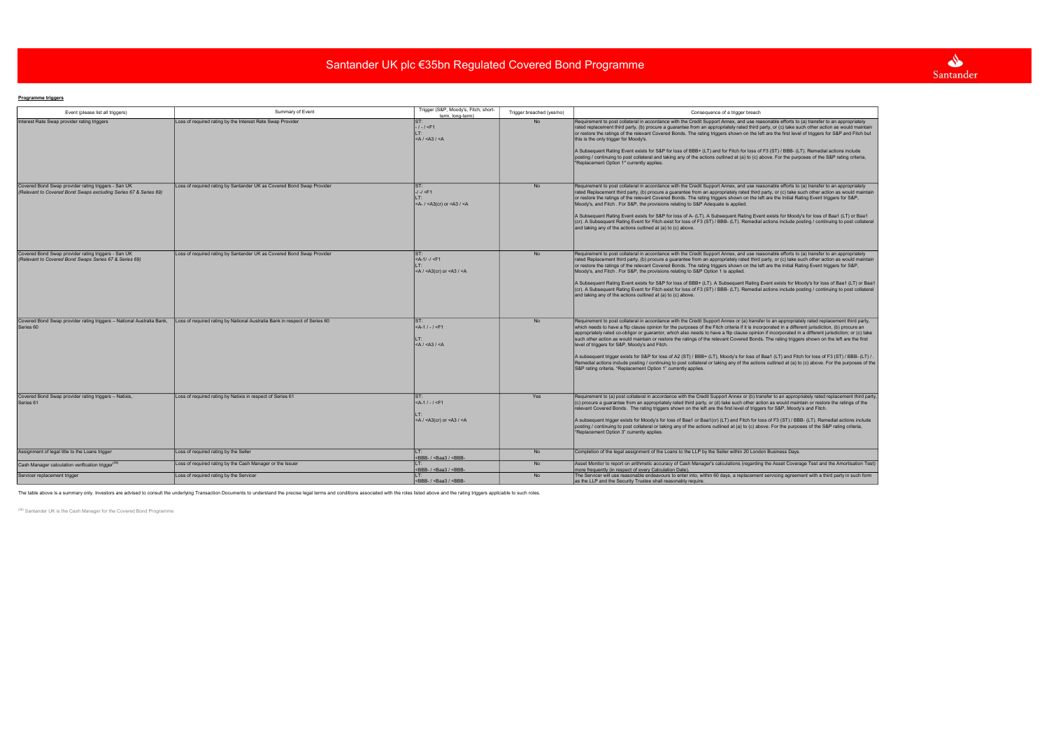# Santander UK plc €35bn Regulated Covered Bond Programme

**Programme triggers**

| Event (please list all triggers) | Summary of Event | Trigger (S&P, Moody's, Fitch; short-term, long-term) | Trigger breached (yes/no) | Consequence of a trigger breach |
|---|---|---|---|---|
| Interest Rate Swap provider rating triggers | Loss of required rating by the Interest Rate Swap Provider | ST:<br>- / - / <F1<br>LT:<br><A / <A3 / <A | No | Requirement to post collateral in accordance with the Credit Support Annex, and use reasonable efforts to (a) transfer to an appropriately rated replacement third party, (b) procure a guarantee from an appropriately rated third party, or (c) take such other action as would maintain or restore the ratings of the relevant Covered Bonds. The rating triggers shown on the left are the first level of triggers for S&P and Fitch but this is the only trigger for Moody's.<br><br>A Subsequent Rating Event exists for S&P for loss of BBB+ (LT) and for Fitch for loss of F3 (ST) / BBB- (LT). Remedial actions include posting / continuing to post collateral and taking any of the actions outlined at (a) to (c) above. For the purposes of the S&P rating criteria, "Replacement Option 1" currently applies. |
| Covered Bond Swap provider rating triggers - San UK<br>*(Relevant to Covered Bond Swaps excluding Series 67 & Series 69)* | Loss of required rating by Santander UK as Covered Bond Swap Provider | ST:<br>-/ -/ <F1<br>LT:<br><A- / <A3(cr) or <A3 / <A | No | Requirement to post collateral in accordance with the Credit Support Annex, and use reasonable efforts to (a) transfer to an appropriately rated Replacement third party, (b) procure a guarantee from an appropriately rated third party, or (c) take such other action as would maintain or restore the ratings of the relevant Covered Bonds. The rating triggers shown on the left are the Initial Rating Event triggers for S&P, Moody's, and Fitch . For S&P, the provisions relating to S&P Adequate is applied.<br><br>A Subsequent Rating Event exists for S&P for loss of A- (LT). A Subsequent Rating Event exists for Moody's for loss of Baa1 (LT) or Baa1 (cr). A Subsequent Rating Event for Fitch exist for loss of F3 (ST) / BBB- (LT). Remedial actions include posting / continuing to post collateral and taking any of the actions outlined at (a) to (c) above. |
| Covered Bond Swap provider rating triggers - San UK<br>*(Relevant to Covered Bond Swaps Series 67 & Series 69)* | Loss of required rating by Santander UK as Covered Bond Swap Provider | ST:<br><A-1/ -/ <F1<br>LT:<br><A / <A3(cr) or <A3 / <A | No | Requirement to post collateral in accordance with the Credit Support Annex, and use reasonable efforts to (a) transfer to an appropriately rated Replacement third party, (b) procure a guarantee from an appropriately rated third party, or (c) take such other action as would maintain or restore the ratings of the relevant Covered Bonds. The rating triggers shown on the left are the Initial Rating Event triggers for S&P, Moody's, and Fitch . For S&P, the provisions relating to S&P Option 1 is applied.<br><br>A Subsequent Rating Event exists for S&P for loss of BBB+ (LT). A Subsequent Rating Event exists for Moody's for loss of Baa1 (LT) or Baa1 (cr). A Subsequent Rating Event for Fitch exist for loss of F3 (ST) / BBB- (LT). Remedial actions include posting / continuing to post collateral and taking any of the actions outlined at (a) to (c) above. |
| Covered Bond Swap provider rating triggers – National Australia Bank, Series 60 | Loss of required rating by National Australia Bank in respect of Series 60 | ST:<br><A-1 / - / <F1<br>LT:<br><A / <A3 / <A | No | Requirement to post collateral in accordance with the Credit Support Annex or (a) transfer to an appropriately rated replacement third party, which needs to have a flip clause opinion for the purposes of the Fitch criteria if it is incorporated in a different jurisdiction, (b) procure an appropriately rated co-obligor or guarantor, which also needs to have a flip clause opinion if incorporated in a different jurisdiction; or (c) take such other action as would maintain or restore the ratings of the relevant Covered Bonds. The rating triggers shown on the left are the first level of triggers for S&P, Moody's and Fitch.<br><br>A subsequent trigger exists for S&P for loss of A2 (ST) / BBB+ (LT), Moody's for loss of Baa1 (LT) and Fitch for loss of F3 (ST) / BBB- (LT) / . Remedial actions include posting / continuing to post collateral or taking any of the actions outlined at (a) to (c) above. For the purposes of the S&P rating criteria, "Replacement Option 1" currently applies. |
| Covered Bond Swap provider rating triggers – Natixis, Series 61 | Loss of required rating by Natixis in respect of Series 61 | ST:<br><A-1 / - / <F1<br>LT:<br><A / <A3(cr) or <A3 / <A | Yes | Requirement to (a) post collateral in accordance with the Credit Support Annex or (b) transfer to an appropriately rated replacement third party, (c) procure a guarantee from an appropriately rated third party, or (d) take such other action as would maintain or restore the ratings of the relevant Covered Bonds. The rating triggers shown on the left are the first level of triggers for S&P, Moody's and Fitch.<br><br>A subsequent trigger exists for Moody's for loss of Baa1 or Baa1(cr) (LT) and Fitch for loss of F3 (ST) / BBB- (LT). Remedial actions include posting / continuing to post collateral or taking any of the actions outlined at (a) to (c) above. For the purposes of the S&P rating criteria, "Replacement Option 3" currently applies. |
| Assignment of legal title to the Loans trigger | Loss of required rating by the Seller | LT:<br><BBB- / <Baa3 / <BBB- | No | Completion of the legal assignment of the Loans to the LLP by the Seller within 20 London Business Days. |
| Cash Manager calculation verification trigger[28] | Loss of required rating by the Cash Manager or the Issuer | LT:<br><BBB- / <Baa3 / <BBB- | No | Asset Monitor to report on arithmetic accuracy of Cash Manager's calculations (regarding the Asset Coverage Test and the Amortisation Test) more frequently (in respect of every Calculation Date). |
| Servicer replacement trigger | Loss of required rating by the Servicer | LT:<br><BBB- / <Baa3 / <BBB- | No | The Servicer will use reasonable endeavours to enter into, within 60 days, a replacement servicing agreement with a third party in such form as the LLP and the Security Trustee shall reasonably require. |

The table above is a summary only. Investors are advised to consult the underlying Transaction Documents to understand the precise legal terms and conditions associated with the roles listed above and the rating triggers applicable to such roles.

[28] Santander UK is the Cash Manager for the Covered Bond Programme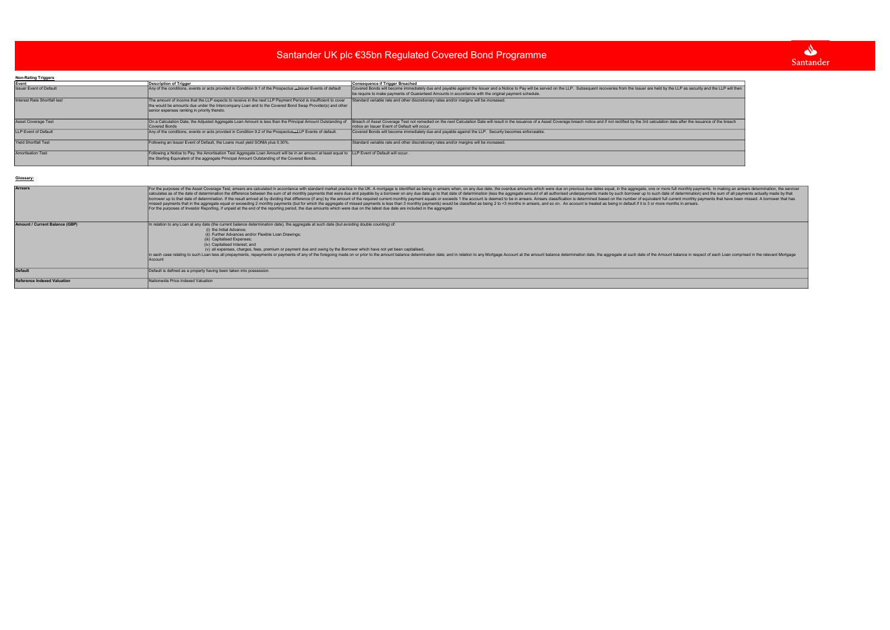# Santander UK plc €35bn Regulated Covered Bond Programme

**Non-Rating Triggers**

| Event | Description of Trigger | Consequence if Trigger Breached |
|---|---|---|
| Issuer Event of Default | Any of the conditions, events or acts provided in Condition 9.1 of the Prospectus - Issuer Events of default | Covered Bonds will become immediately due and payable against the Issuer and a Notice to Pay will be served on the LLP. Subsequent recoveries from the Issuer are held by the LLP as security and the LLP will then be require to make payments of Guaranteed Amounts in accordance with the original payment schedule. |
| Interest Rate Shortfall test | The amount of income that the LLP expects to receive in the next LLP Payment Period is insufficient to cover the would be amounts due under the Intercompany Loan and to the Covered Bond Swap Provider(s) and other senior expenses ranking in priority thereto. | Standard variable rate and other discretionary rates and/or margins will be increased. |
| Asset Coverage Test | On a Calculation Date, the Adjusted Aggregate Loan Amount is less than the Principal Amount Outstanding of Covered Bonds | Breach of Asset Coverage Test not remedied on the next Calculation Date will result in the issuance of a Asset Coverage breach notice and if not rectified by the 3rd calculation date after the issuance of the breach notice an Issuer Event of Default will occur. |
| LLP Event of Default | Any of the conditions, events or acts provided in Condition 9.2 of the Prospectus - LLP Events of default. | Covered Bonds will become immediately due and payable against the LLP. Security becomes enforceable. |
| Yield Shortfall Test | Following an Issuer Event of Default, the Loans must yield SONIA plus 0.30%. | Standard variable rate and other discretionary rates and/or margins will be increased. |
| Amortisation Test | Following a Notice to Pay, the Amortisation Test Aggregate Loan Amount will be in an amount at least equal to the Sterling Equivalent of the aggregate Principal Amount Outstanding of the Covered Bonds. | LLP Event of Default will occur. |

**Glossary:**

| | |
|---|---|
| **Arrears** | For the purposes of the Asset Coverage Test, arrears are calculated in accordance with standard market practice in the UK. A mortgage is identified as being in arrears when, on any due date, the overdue amounts which were due on previous due dates equal, in the aggregate, one or more full monthly payments. In making an arrears determination, the servicer calculates as of the date of determination the difference between the sum of all monthly payments that were due and payable by a borrower on any due date up to that date of determination (less the aggregate amount of all authorised underpayments made by such borrower up to such date of determination) and the sum of all payments actually made by that borrower up to that date of determination. If the result arrived at by dividing that difference (if any) by the amount of the required current monthly payment equals or exceeds 1 the account is deemed to be in arrears. Arrears classification is determined based on the number of equivalent full current monthly payments that have been missed. A borrower that has missed payments that in the aggregate equal or exceeding 2 monthly payments (but for which the aggregate of missed payments is less than 3 monthly payments) would be classified as being 2 to <3 months in arrears, and so on. An account is treated as being in default if it is 3 or more months in arrears.<br>For the purposes of Investor Reporting, if unpaid at the end of the reporting period, the due amounts which were due on the latest due date are included in the aggregate |
| **Amount / Current Balance (GBP)** | In relation to any Loan at any date (the current balance determination date), the aggregate at such date (but avoiding double counting) of:<br>(i) the Initial Advance;<br>(ii) Further Advances and/or Flexible Loan Drawings;<br>(iii) Capitalised Expenses;<br>(iv) Capitalised Interest; and<br>(v) all expenses, charges, fees, premium or payment due and owing by the Borrower which have not yet been capitalised,<br>in each case relating to such Loan less all prepayments, repayments or payments of any of the foregoing made on or prior to the amount balance determination date; and in relation to any Mortgage Account at the amount balance determination date, the aggregate at such date of the Amount balance in respect of each Loan comprised in the relevant Mortgage Account |
| **Default** | Default is defined as a property having been taken into possession. |
| **Reference Indexed Valuation** | Nationwide Price Indexed Valuation |